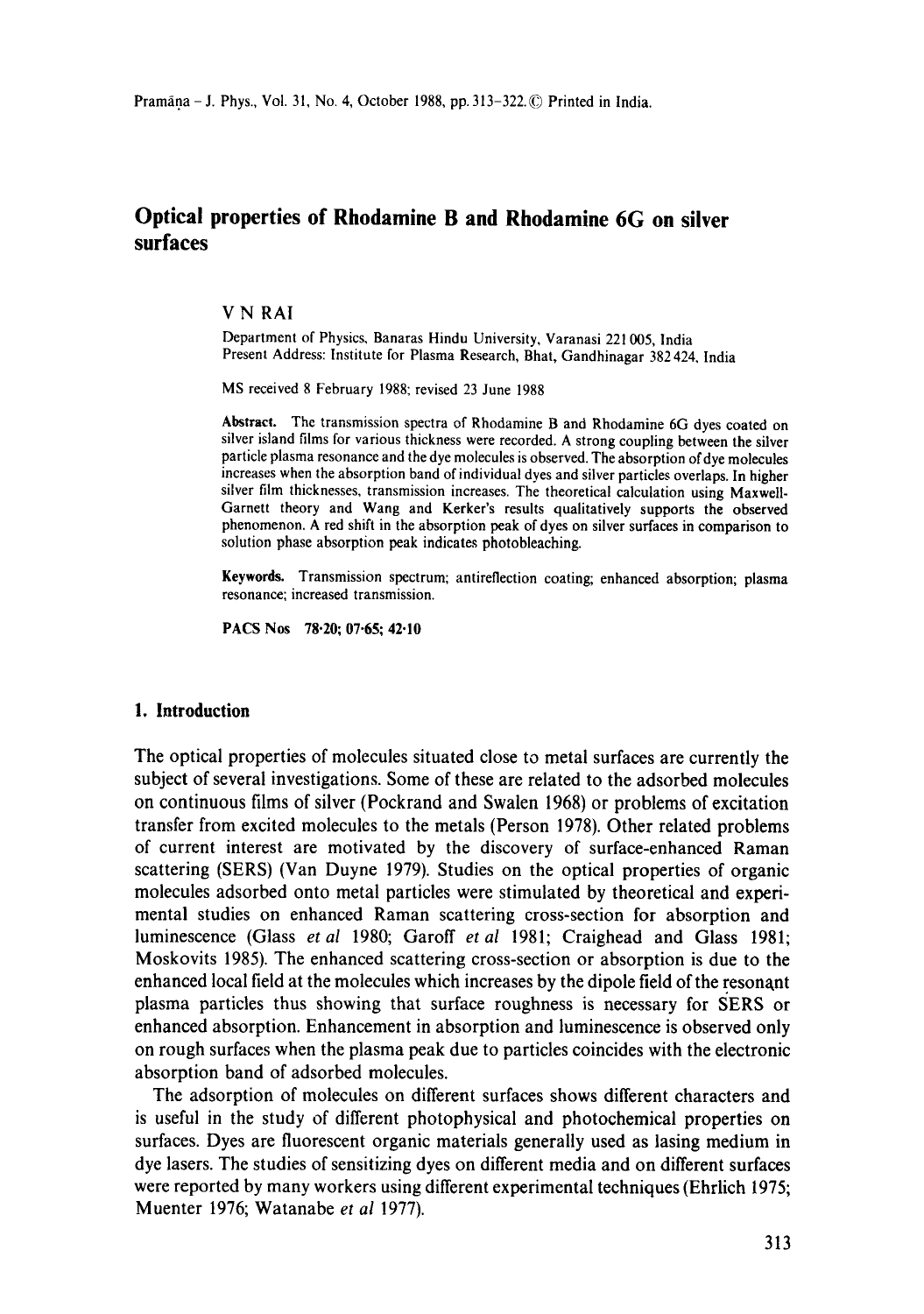# Optical properties of Rhodamine B and Rhodamine 6G on silver surfaces

V N RAI

Department of Physics, Banaras Hindu University, Varanasi 221 005, India
Present Address: Institute for Plasma Research, Bhat, Gandhinagar 382 424, India

MS received 8 February 1988; revised 23 June 1988

**Abstract.** The transmission spectra of Rhodamine B and Rhodamine 6G dyes coated on silver island films for various thickness were recorded. A strong coupling between the silver particle plasma resonance and the dye molecules is observed. The absorption of dye molecules increases when the absorption band of individual dyes and silver particles overlaps. In higher silver film thicknesses, transmission increases. The theoretical calculation using Maxwell-Garnett theory and Wang and Kerker's results qualitatively supports the observed phenomenon. A red shift in the absorption peak of dyes on silver surfaces in comparison to solution phase absorption peak indicates photobleaching.

**Keywords.** Transmission spectrum; antireflection coating; enhanced absorption; plasma resonance; increased transmission.

**PACS Nos** 78·20; 07·65; 42·10

## 1. Introduction

The optical properties of molecules situated close to metal surfaces are currently the subject of several investigations. Some of these are related to the adsorbed molecules on continuous films of silver (Pockrand and Swalen 1968) or problems of excitation transfer from excited molecules to the metals (Person 1978). Other related problems of current interest are motivated by the discovery of surface-enhanced Raman scattering (SERS) (Van Duyne 1979). Studies on the optical properties of organic molecules adsorbed onto metal particles were stimulated by theoretical and experimental studies on enhanced Raman scattering cross-section for absorption and luminescence (Glass *et al* 1980; Garoff *et al* 1981; Craighead and Glass 1981; Moskovits 1985). The enhanced scattering cross-section or absorption is due to the enhanced local field at the molecules which increases by the dipole field of the resonant plasma particles thus showing that surface roughness is necessary for SERS or enhanced absorption. Enhancement in absorption and luminescence is observed only on rough surfaces when the plasma peak due to particles coincides with the electronic absorption band of adsorbed molecules.

The adsorption of molecules on different surfaces shows different characters and is useful in the study of different photophysical and photochemical properties on surfaces. Dyes are fluorescent organic materials generally used as lasing medium in dye lasers. The studies of sensitizing dyes on different media and on different surfaces were reported by many workers using different experimental techniques (Ehrlich 1975; Muenter 1976; Watanabe *et al* 1977).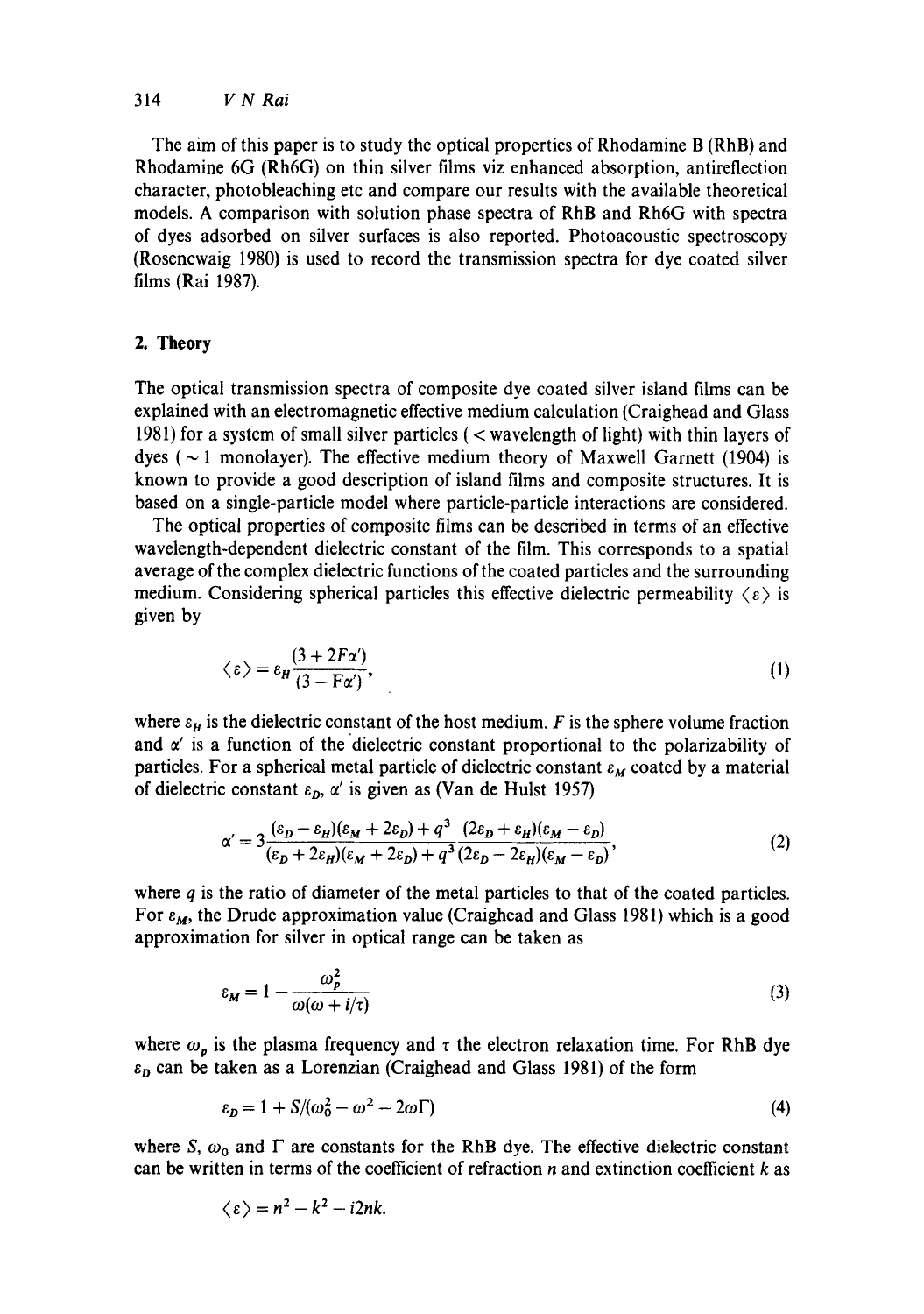The aim of this paper is to study the optical properties of Rhodamine B (RhB) and Rhodamine 6G (Rh6G) on thin silver films viz enhanced absorption, antireflection character, photobleaching etc and compare our results with the available theoretical models. A comparison with solution phase spectra of RhB and Rh6G with spectra of dyes adsorbed on silver surfaces is also reported. Photoacoustic spectroscopy (Rosencwaig 1980) is used to record the transmission spectra for dye coated silver films (Rai 1987).

## 2. Theory

The optical transmission spectra of composite dye coated silver island films can be explained with an electromagnetic effective medium calculation (Craighead and Glass 1981) for a system of small silver particles ( < wavelength of light) with thin layers of dyes ( $\sim 1$ monolayer). The effective medium theory of Maxwell Garnett (1904) is known to provide a good description of island films and composite structures. It is based on a single-particle model where particle-particle interactions are considered.

The optical properties of composite films can be described in terms of an effective wavelength-dependent dielectric constant of the film. This corresponds to a spatial average of the complex dielectric functions of the coated particles and the surrounding medium. Considering spherical particles this effective dielectric permeability $\langle \varepsilon \rangle$ is given by

$$\langle \varepsilon \rangle = \varepsilon_H \frac{(3 + 2F\alpha')}{(3 - F\alpha')}, \tag{1}$$

where $\varepsilon_H$ is the dielectric constant of the host medium. $F$ is the sphere volume fraction and $\alpha'$ is a function of the dielectric constant proportional to the polarizability of particles. For a spherical metal particle of dielectric constant $\varepsilon_M$ coated by a material of dielectric constant $\varepsilon_D$, $\alpha'$ is given as (Van de Hulst 1957)

$$\alpha' = 3 \frac{(\varepsilon_D - \varepsilon_H)(\varepsilon_M + 2\varepsilon_D) + q^3 \ (2\varepsilon_D + \varepsilon_H)(\varepsilon_M - \varepsilon_D)}{(\varepsilon_D + 2\varepsilon_H)(\varepsilon_M + 2\varepsilon_D) + q^3 (2\varepsilon_D - 2\varepsilon_H)(\varepsilon_M - \varepsilon_D)}, \tag{2}$$

where $q$ is the ratio of diameter of the metal particles to that of the coated particles. For $\varepsilon_M$, the Drude approximation value (Craighead and Glass 1981) which is a good approximation for silver in optical range can be taken as

$$\varepsilon_M = 1 - \frac{\omega_p^2}{\omega(\omega + i/\tau)} \tag{3}$$

where $\omega_p$ is the plasma frequency and $\tau$ the electron relaxation time. For RhB dye $\varepsilon_D$ can be taken as a Lorenzian (Craighead and Glass 1981) of the form

$$\varepsilon_D = 1 + S/(\omega_0^2 - \omega^2 - 2\omega\Gamma) \tag{4}$$

where $S$, $\omega_0$ and $\Gamma$ are constants for the RhB dye. The effective dielectric constant can be written in terms of the coefficient of refraction $n$ and extinction coefficient $k$ as

$$\langle \varepsilon \rangle = n^2 - k^2 - i2nk.$$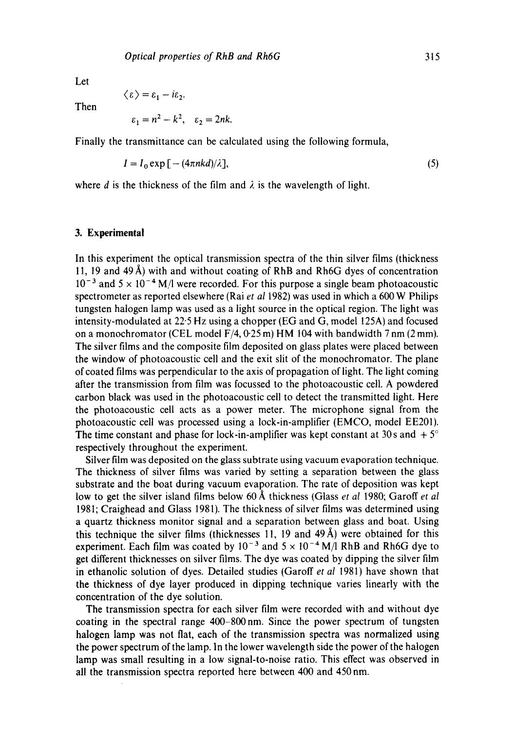Let

$$\langle \varepsilon \rangle = \varepsilon_1 - i\varepsilon_2.$$

Then

$$\varepsilon_1 = n^2 - k^2, \quad \varepsilon_2 = 2nk.$$

Finally the transmittance can be calculated using the following formula,

$$I = I_0 \exp\left[-(4\pi nkd)/\lambda\right], \tag{5}$$

where $d$ is the thickness of the film and $\lambda$ is the wavelength of light.

## 3. Experimental

In this experiment the optical transmission spectra of the thin silver films (thickness 11, 19 and 49 Å) with and without coating of RhB and Rh6G dyes of concentration $10^{-3}$ and $5 \times 10^{-4}$ M/l were recorded. For this purpose a single beam photoacoustic spectrometer as reported elsewhere (Rai *et al* 1982) was used in which a 600 W Philips tungsten halogen lamp was used as a light source in the optical region. The light was intensity-modulated at 22·5 Hz using a chopper (EG and G, model 125A) and focused on a monochromator (CEL model F/4, 0·25 m) HM 104 with bandwidth 7 nm (2 mm). The silver films and the composite film deposited on glass plates were placed between the window of photoacoustic cell and the exit slit of the monochromator. The plane of coated films was perpendicular to the axis of propagation of light. The light coming after the transmission from film was focussed to the photoacoustic cell. A powdered carbon black was used in the photoacoustic cell to detect the transmitted light. Here the photoacoustic cell acts as a power meter. The microphone signal from the photoacoustic cell was processed using a lock-in-amplifier (EMCO, model EE201). The time constant and phase for lock-in-amplifier was kept constant at 30 s and + 5° respectively throughout the experiment.

Silver film was deposited on the glass subtrate using vacuum evaporation technique. The thickness of silver films was varied by setting a separation between the glass substrate and the boat during vacuum evaporation. The rate of deposition was kept low to get the silver island films below 60 Å thickness (Glass *et al* 1980; Garoff *et al* 1981; Craighead and Glass 1981). The thickness of silver films was determined using a quartz thickness monitor signal and a separation between glass and boat. Using this technique the silver films (thicknesses 11, 19 and 49 Å) were obtained for this experiment. Each film was coated by $10^{-3}$ and $5 \times 10^{-4}$ M/l RhB and Rh6G dye to get different thicknesses on silver films. The dye was coated by dipping the silver film in ethanolic solution of dyes. Detailed studies (Garoff *et al* 1981) have shown that the thickness of dye layer produced in dipping technique varies linearly with the concentration of the dye solution.

The transmission spectra for each silver film were recorded with and without dye coating in the spectral range 400–800 nm. Since the power spectrum of tungsten halogen lamp was not flat, each of the transmission spectra was normalized using the power spectrum of the lamp. In the lower wavelength side the power of the halogen lamp was small resulting in a low signal-to-noise ratio. This effect was observed in all the transmission spectra reported here between 400 and 450 nm.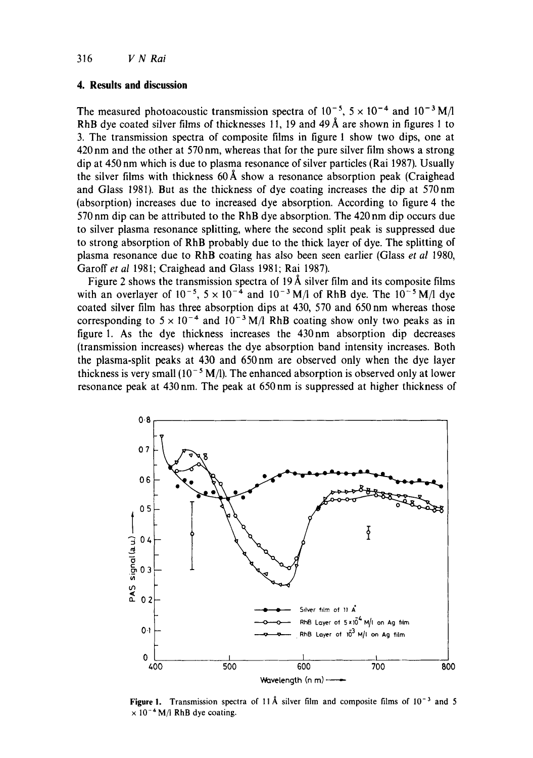## 4. Results and discussion

The measured photoacoustic transmission spectra of $10^{-5}$, $5 \times 10^{-4}$ and $10^{-3}$ M/l RhB dye coated silver films of thicknesses 11, 19 and 49 Å are shown in figures 1 to 3. The transmission spectra of composite films in figure 1 show two dips, one at 420 nm and the other at 570 nm, whereas that for the pure silver film shows a strong dip at 450 nm which is due to plasma resonance of silver particles (Rai 1987). Usually the silver films with thickness 60 Å show a resonance absorption peak (Craighead and Glass 1981). But as the thickness of dye coating increases the dip at 570 nm (absorption) increases due to increased dye absorption. According to figure 4 the 570 nm dip can be attributed to the RhB dye absorption. The 420 nm dip occurs due to silver plasma resonance splitting, where the second split peak is suppressed due to strong absorption of RhB probably due to the thick layer of dye. The splitting of plasma resonance due to RhB coating has also been seen earlier (Glass *et al* 1980, Garoff *et al* 1981; Craighead and Glass 1981; Rai 1987).

Figure 2 shows the transmission spectra of 19 Å silver film and its composite films with an overlayer of $10^{-5}$, $5 \times 10^{-4}$ and $10^{-3}$ M/l of RhB dye. The $10^{-5}$ M/l dye coated silver film has three absorption dips at 430, 570 and 650 nm whereas those corresponding to $5 \times 10^{-4}$ and $10^{-3}$ M/l RhB coating show only two peaks as in figure 1. As the dye thickness increases the 430 nm absorption dip decreases (transmission increases) whereas the dye absorption band intensity increases. Both the plasma-split peaks at 430 and 650 nm are observed only when the dye layer thickness is very small ($10^{-5}$ M/l). The enhanced absorption is observed only at lower resonance peak at 430 nm. The peak at 650 nm is suppressed at higher thickness of

**Figure 1.** Transmission spectra of 11 Å silver film and composite films of $10^{-3}$ and $5 \times 10^{-4}$ M/l RhB dye coating.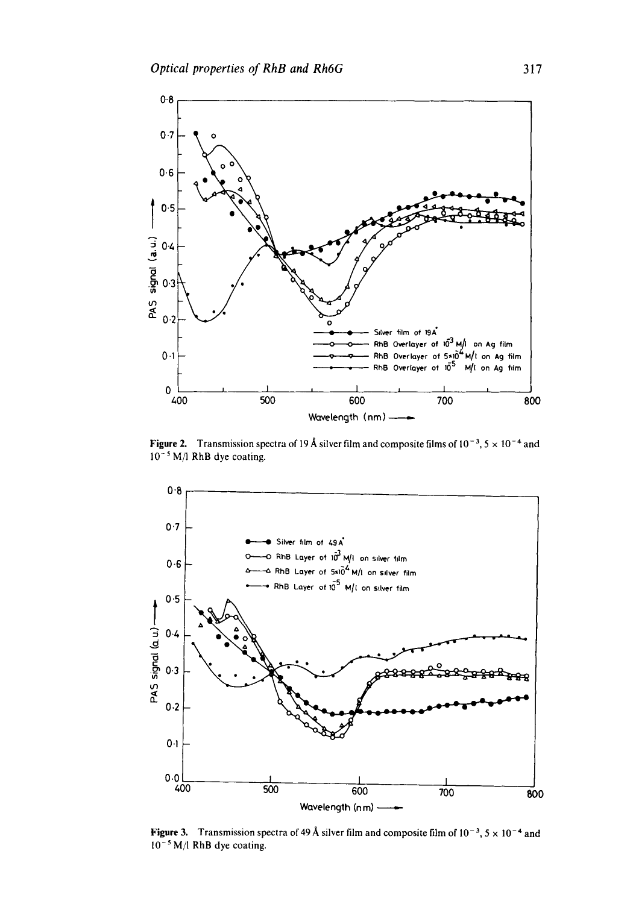Figure 2. Transmission spectra of 19 Å silver film and composite films of $10^{-3}$, $5 \times 10^{-4}$ and $10^{-5}$ M/l RhB dye coating.

Figure 3. Transmission spectra of 49 Å silver film and composite film of $10^{-3}$, $5 \times 10^{-4}$ and $10^{-5}$ M/l RhB dye coating.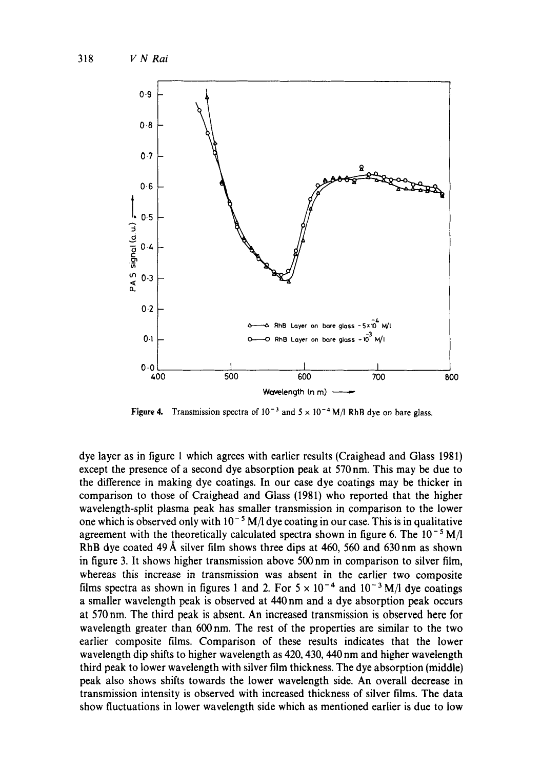Figure 4. Transmission spectra of $10^{-3}$ and $5 \times 10^{-4}$ M/l RhB dye on bare glass.

dye layer as in figure 1 which agrees with earlier results (Craighead and Glass 1981) except the presence of a second dye absorption peak at 570 nm. This may be due to the difference in making dye coatings. In our case dye coatings may be thicker in comparison to those of Craighead and Glass (1981) who reported that the higher wavelength-split plasma peak has smaller transmission in comparison to the lower one which is observed only with $10^{-5}$ M/l dye coating in our case. This is in qualitative agreement with the theoretically calculated spectra shown in figure 6. The $10^{-5}$ M/l RhB dye coated 49 Å silver film shows three dips at 460, 560 and 630 nm as shown in figure 3. It shows higher transmission above 500 nm in comparison to silver film, whereas this increase in transmission was absent in the earlier two composite films spectra as shown in figures 1 and 2. For $5 \times 10^{-4}$ and $10^{-3}$ M/l dye coatings a smaller wavelength peak is observed at 440 nm and a dye absorption peak occurs at 570 nm. The third peak is absent. An increased transmission is observed here for wavelength greater than 600 nm. The rest of the properties are similar to the two earlier composite films. Comparison of these results indicates that the lower wavelength dip shifts to higher wavelength as 420, 430, 440 nm and higher wavelength third peak to lower wavelength with silver film thickness. The dye absorption (middle) peak also shows shifts towards the lower wavelength side. An overall decrease in transmission intensity is observed with increased thickness of silver films. The data show fluctuations in lower wavelength side which as mentioned earlier is due to low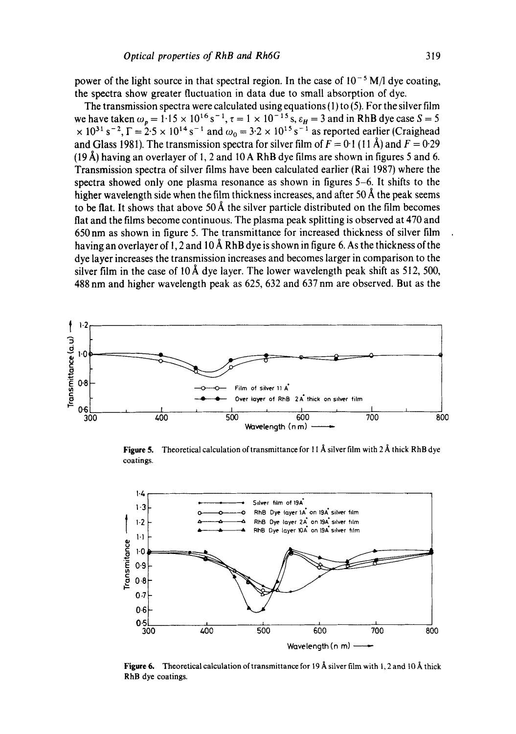power of the light source in that spectral region. In the case of $10^{-5}$ M/l dye coating, the spectra show greater fluctuation in data due to small absorption of dye.

The transmission spectra were calculated using equations (1) to (5). For the silver film we have taken $\omega_p = 1\cdot15 \times 10^{16}\,\mathrm{s}^{-1}$, $\tau = 1 \times 10^{-15}$ s, $\varepsilon_H = 3$ and in RhB dye case $S = 5 \times 10^{31}\,\mathrm{s}^{-2}$, $\Gamma = 2\cdot5 \times 10^{14}\,\mathrm{s}^{-1}$ and $\omega_0 = 3\cdot2 \times 10^{15}\,\mathrm{s}^{-1}$ as reported earlier (Craighead and Glass 1981). The transmission spectra for silver film of $F = 0\cdot1$ (11 Å) and $F = 0\cdot29$ (19 Å) having an overlayer of 1, 2 and 10 A RhB dye films are shown in figures 5 and 6. Transmission spectra of silver films have been calculated earlier (Rai 1987) where the spectra showed only one plasma resonance as shown in figures 5–6. It shifts to the higher wavelength side when the film thickness increases, and after 50 Å the peak seems to be flat. It shows that above 50 Å the silver particle distributed on the film becomes flat and the films become continuous. The plasma peak splitting is observed at 470 and 650 nm as shown in figure 5. The transmittance for increased thickness of silver film having an overlayer of 1, 2 and 10 Å RhB dye is shown in figure 6. As the thickness of the dye layer increases the transmission increases and becomes larger in comparison to the silver film in the case of 10 Å dye layer. The lower wavelength peak shift as 512, 500, 488 nm and higher wavelength peak as 625, 632 and 637 nm are observed. But as the

**Figure 5.** Theoretical calculation of transmittance for 11 Å silver film with 2 Å thick RhB dye coatings.

**Figure 6.** Theoretical calculation of transmittance for 19 Å silver film with 1, 2 and 10 Å thick RhB dye coatings.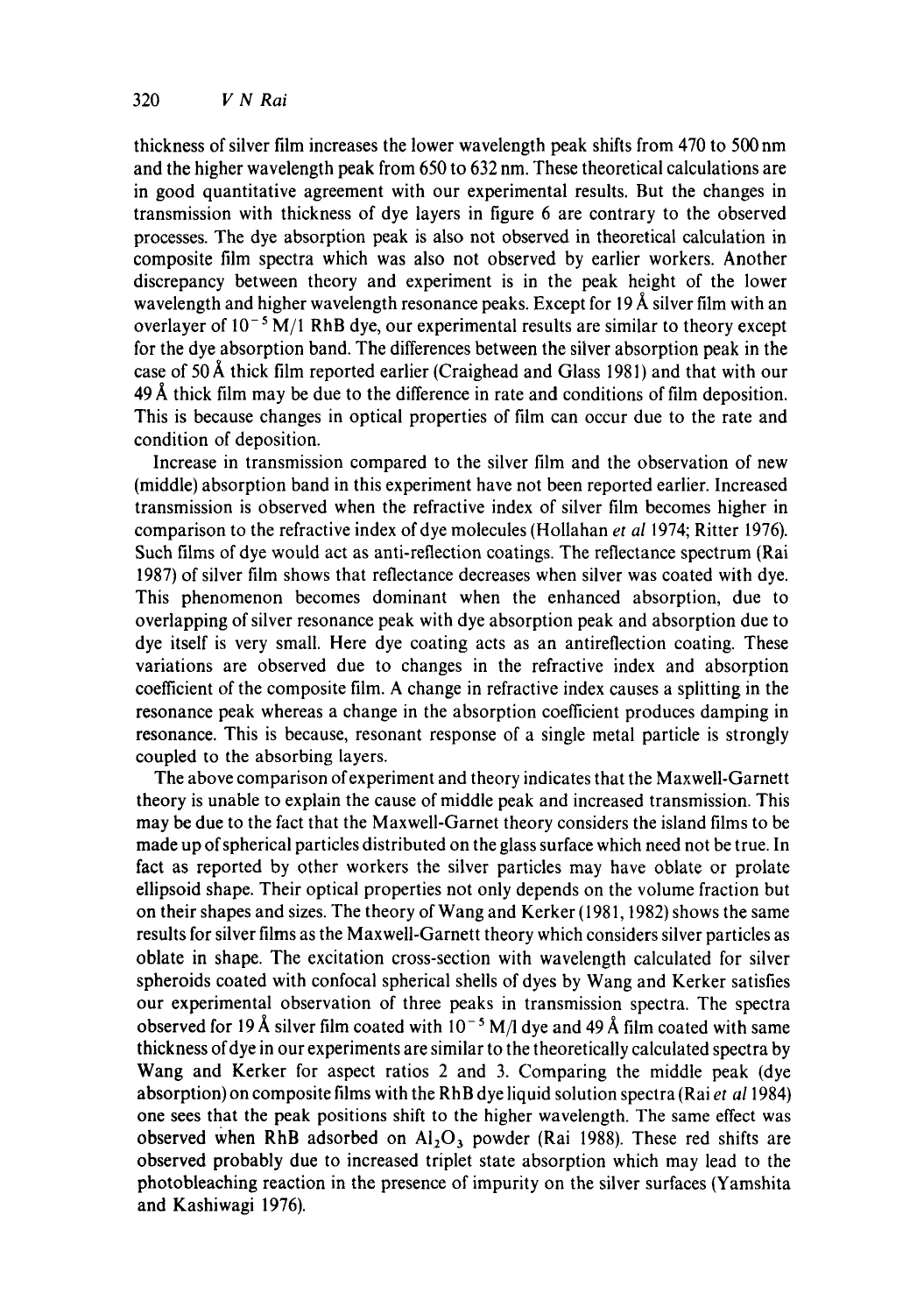thickness of silver film increases the lower wavelength peak shifts from 470 to 500 nm and the higher wavelength peak from 650 to 632 nm. These theoretical calculations are in good quantitative agreement with our experimental results. But the changes in transmission with thickness of dye layers in figure 6 are contrary to the observed processes. The dye absorption peak is also not observed in theoretical calculation in composite film spectra which was also not observed by earlier workers. Another discrepancy between theory and experiment is in the peak height of the lower wavelength and higher wavelength resonance peaks. Except for 19 Å silver film with an overlayer of $10^{-5}$ M/l RhB dye, our experimental results are similar to theory except for the dye absorption band. The differences between the silver absorption peak in the case of 50 Å thick film reported earlier (Craighead and Glass 1981) and that with our 49 Å thick film may be due to the difference in rate and conditions of film deposition. This is because changes in optical properties of film can occur due to the rate and condition of deposition.

Increase in transmission compared to the silver film and the observation of new (middle) absorption band in this experiment have not been reported earlier. Increased transmission is observed when the refractive index of silver film becomes higher in comparison to the refractive index of dye molecules (Hollahan *et al* 1974; Ritter 1976). Such films of dye would act as anti-reflection coatings. The reflectance spectrum (Rai 1987) of silver film shows that reflectance decreases when silver was coated with dye. This phenomenon becomes dominant when the enhanced absorption, due to overlapping of silver resonance peak with dye absorption peak and absorption due to dye itself is very small. Here dye coating acts as an antireflection coating. These variations are observed due to changes in the refractive index and absorption coefficient of the composite film. A change in refractive index causes a splitting in the resonance peak whereas a change in the absorption coefficient produces damping in resonance. This is because, resonant response of a single metal particle is strongly coupled to the absorbing layers.

The above comparison of experiment and theory indicates that the Maxwell-Garnett theory is unable to explain the cause of middle peak and increased transmission. This may be due to the fact that the Maxwell-Garnet theory considers the island films to be made up of spherical particles distributed on the glass surface which need not be true. In fact as reported by other workers the silver particles may have oblate or prolate ellipsoid shape. Their optical properties not only depends on the volume fraction but on their shapes and sizes. The theory of Wang and Kerker (1981, 1982) shows the same results for silver films as the Maxwell-Garnett theory which considers silver particles as oblate in shape. The excitation cross-section with wavelength calculated for silver spheroids coated with confocal spherical shells of dyes by Wang and Kerker satisfies our experimental observation of three peaks in transmission spectra. The spectra observed for 19 Å silver film coated with $10^{-5}$ M/l dye and 49 Å film coated with same thickness of dye in our experiments are similar to the theoretically calculated spectra by Wang and Kerker for aspect ratios 2 and 3. Comparing the middle peak (dye absorption) on composite films with the RhB dye liquid solution spectra (Rai *et al* 1984) one sees that the peak positions shift to the higher wavelength. The same effect was observed when RhB adsorbed on $Al_2O_3$ powder (Rai 1988). These red shifts are observed probably due to increased triplet state absorption which may lead to the photobleaching reaction in the presence of impurity on the silver surfaces (Yamshita and Kashiwagi 1976).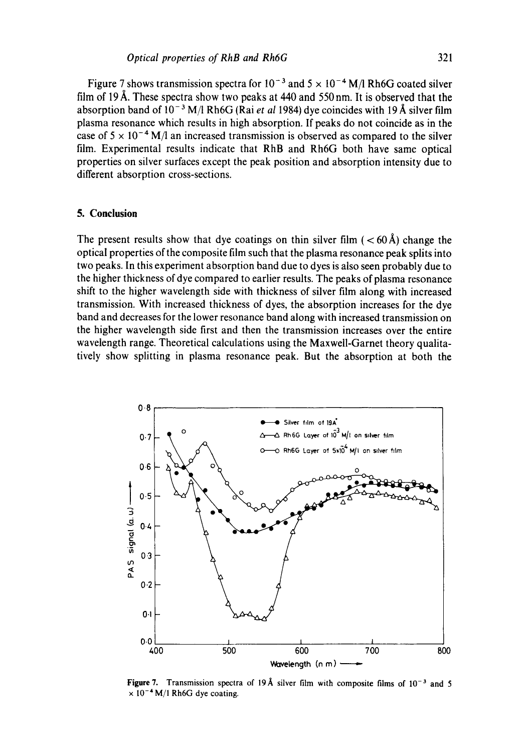Figure 7 shows transmission spectra for $10^{-3}$ and $5 \times 10^{-4}$ M/l Rh6G coated silver film of 19 Å. These spectra show two peaks at 440 and 550 nm. It is observed that the absorption band of $10^{-3}$ M/l Rh6G (Rai *et al* 1984) dye coincides with 19 Å silver film plasma resonance which results in high absorption. If peaks do not coincide as in the case of $5 \times 10^{-4}$ M/l an increased transmission is observed as compared to the silver film. Experimental results indicate that RhB and Rh6G both have same optical properties on silver surfaces except the peak position and absorption intensity due to different absorption cross-sections.

## 5. Conclusion

The present results show that dye coatings on thin silver film ($< 60$ Å) change the optical properties of the composite film such that the plasma resonance peak splits into two peaks. In this experiment absorption band due to dyes is also seen probably due to the higher thickness of dye compared to earlier results. The peaks of plasma resonance shift to the higher wavelength side with thickness of silver film along with increased transmission. With increased thickness of dyes, the absorption increases for the dye band and decreases for the lower resonance band along with increased transmission on the higher wavelength side first and then the transmission increases over the entire wavelength range. Theoretical calculations using the Maxwell-Garnet theory qualitatively show splitting in plasma resonance peak. But the absorption at both the

**Figure 7.** Transmission spectra of 19 Å silver film with composite films of $10^{-3}$ and $5 \times 10^{-4}$ M/l Rh6G dye coating.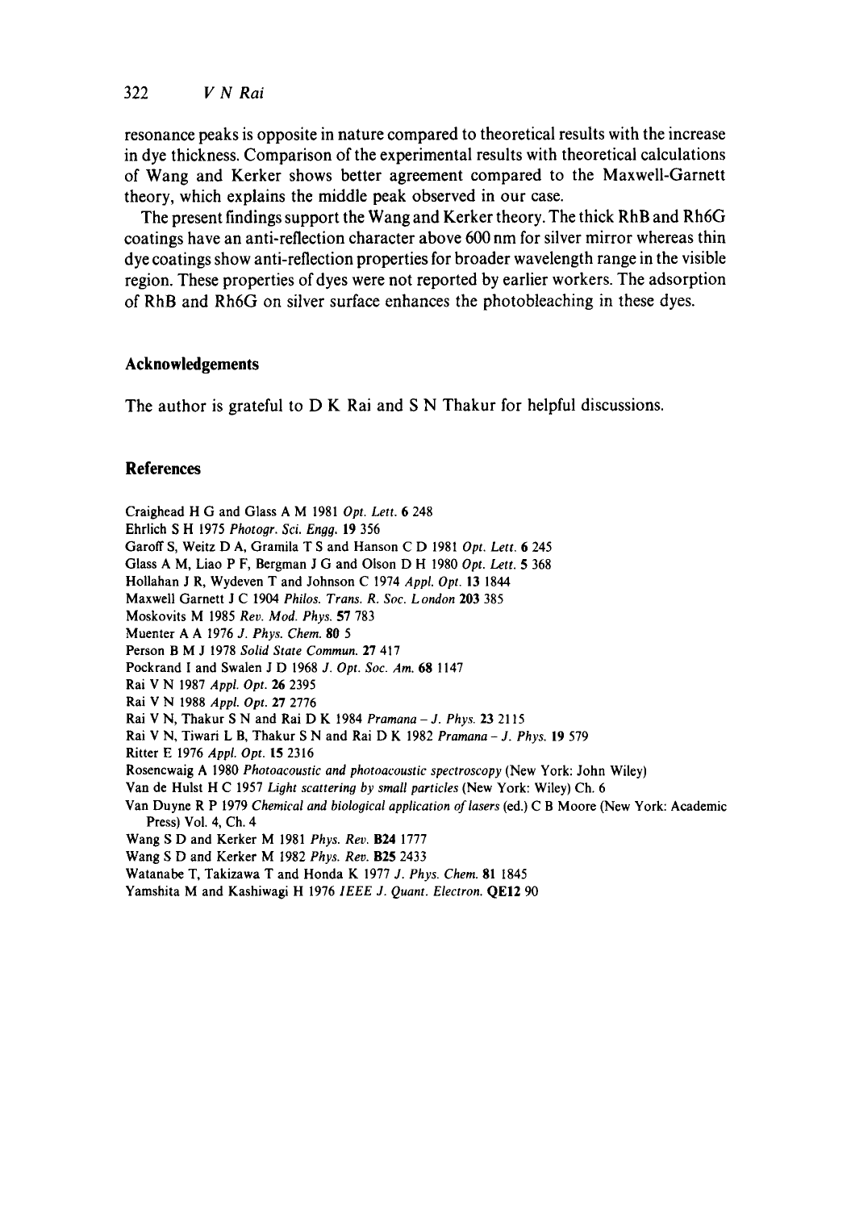resonance peaks is opposite in nature compared to theoretical results with the increase in dye thickness. Comparison of the experimental results with theoretical calculations of Wang and Kerker shows better agreement compared to the Maxwell-Garnett theory, which explains the middle peak observed in our case.

The present findings support the Wang and Kerker theory. The thick RhB and Rh6G coatings have an anti-reflection character above 600 nm for silver mirror whereas thin dye coatings show anti-reflection properties for broader wavelength range in the visible region. These properties of dyes were not reported by earlier workers. The adsorption of RhB and Rh6G on silver surface enhances the photobleaching in these dyes.

## Acknowledgements

The author is grateful to D K Rai and S N Thakur for helpful discussions.

## References

Craighead H G and Glass A M 1981 *Opt. Lett.* **6** 248

Ehrlich S H 1975 *Photogr. Sci. Engg.* **19** 356

Garoff S, Weitz D A, Gramila T S and Hanson C D 1981 *Opt. Lett.* **6** 245

Glass A M, Liao P F, Bergman J G and Olson D H 1980 *Opt. Lett.* **5** 368

Hollahan J R, Wydeven T and Johnson C 1974 *Appl. Opt.* **13** 1844

Maxwell Garnett J C 1904 *Philos. Trans. R. Soc. London* **203** 385

Moskovits M 1985 *Rev. Mod. Phys.* **57** 783

Muenter A A 1976 *J. Phys. Chem.* **80** 5

Person B M J 1978 *Solid State Commun.* **27** 417

Pockrand I and Swalen J D 1968 *J. Opt. Soc. Am.* **68** 1147

Rai V N 1987 *Appl. Opt.* **26** 2395

Rai V N 1988 *Appl. Opt.* **27** 2776

Rai V N, Thakur S N and Rai D K 1984 *Pramana – J. Phys.* **23** 2115

Rai V N, Tiwari L B, Thakur S N and Rai D K 1982 *Pramana – J. Phys.* **19** 579

Ritter E 1976 *Appl. Opt.* **15** 2316

Rosencwaig A 1980 *Photoacoustic and photoacoustic spectroscopy* (New York: John Wiley)

Van de Hulst H C 1957 *Light scattering by small particles* (New York: Wiley) Ch. 6

Van Duyne R P 1979 *Chemical and biological application of lasers* (ed.) C B Moore (New York: Academic Press) Vol. 4, Ch. 4

Wang S D and Kerker M 1981 *Phys. Rev.* **B24** 1777

Wang S D and Kerker M 1982 *Phys. Rev.* **B25** 2433

Watanabe T, Takizawa T and Honda K 1977 *J. Phys. Chem.* **81** 1845

Yamshita M and Kashiwagi H 1976 *IEEE J. Quant. Electron.* **QE12** 90